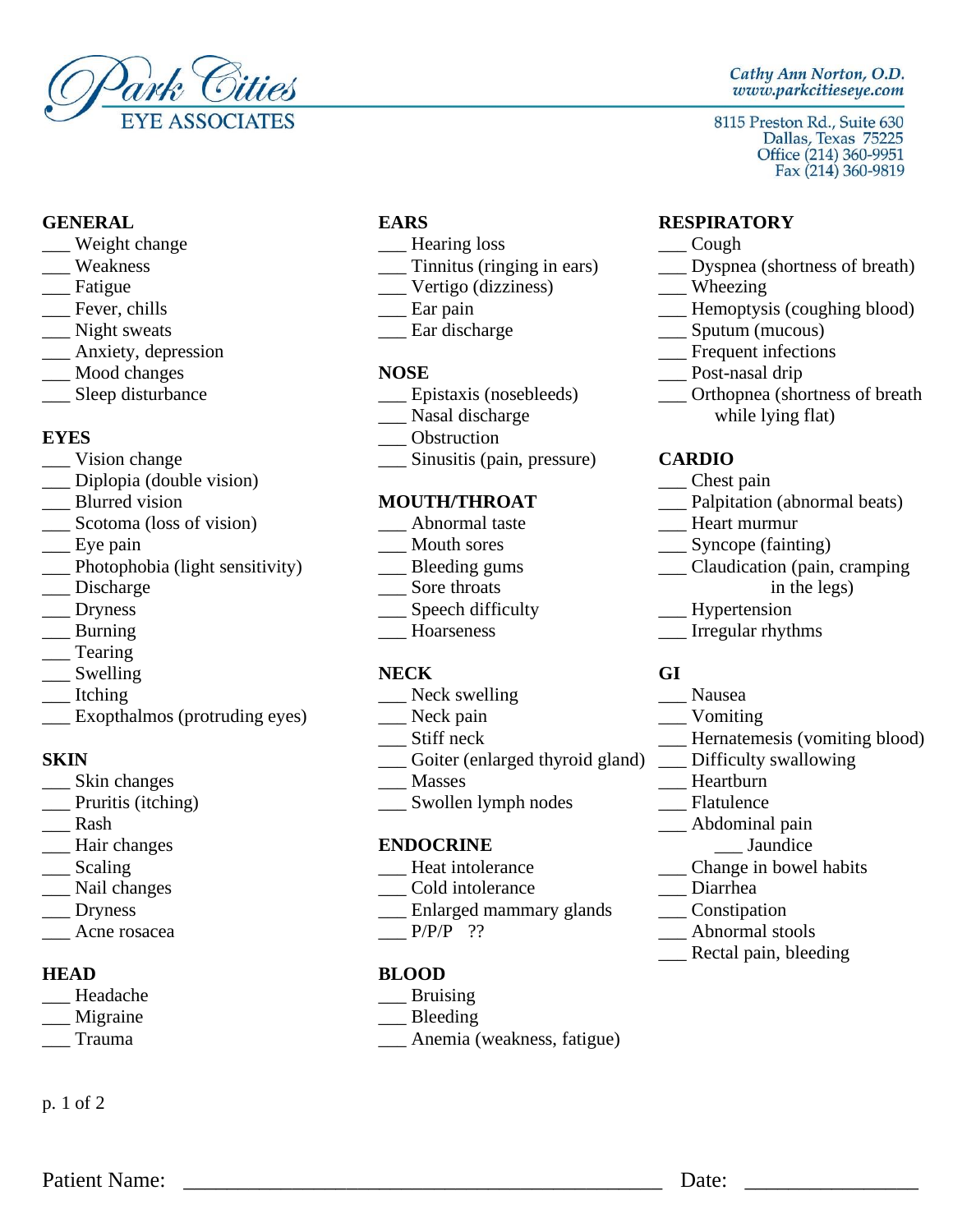Park Cities EYE ASSOCIATES

*Cathy Ann Norton, O.D.*
*www.parkcitieseye.com*

8115 Preston Rd., Suite 630
Dallas, Texas 75225
Office (214) 360-9951
Fax (214) 360-9819

**GENERAL**

___ Weight change
___ Weakness
___ Fatigue
___ Fever, chills
___ Night sweats
___ Anxiety, depression
___ Mood changes
___ Sleep disturbance

**EYES**

___ Vision change
___ Diplopia (double vision)
___ Blurred vision
___ Scotoma (loss of vision)
___ Eye pain
___ Photophobia (light sensitivity)
___ Discharge
___ Dryness
___ Burning
___ Tearing
___ Swelling
___ Itching
___ Exopthalmos (protruding eyes)

**SKIN**

___ Skin changes
___ Pruritis (itching)
___ Rash
___ Hair changes
___ Scaling
___ Nail changes
___ Dryness
___ Acne rosacea

**HEAD**

___ Headache
___ Migraine
___ Trauma

**EARS**

___ Hearing loss
___ Tinnitus (ringing in ears)
___ Vertigo (dizziness)
___ Ear pain
___ Ear discharge

**NOSE**

___ Epistaxis (nosebleeds)
___ Nasal discharge
___ Obstruction
___ Sinusitis (pain, pressure)

**MOUTH/THROAT**

___ Abnormal taste
___ Mouth sores
___ Bleeding gums
___ Sore throats
___ Speech difficulty
___ Hoarseness

**NECK**

___ Neck swelling
___ Neck pain
___ Stiff neck
___ Goiter (enlarged thyroid gland)
___ Masses
___ Swollen lymph nodes

**ENDOCRINE**

___ Heat intolerance
___ Cold intolerance
___ Enlarged mammary glands
___ P/P/P ??

**BLOOD**

___ Bruising
___ Bleeding
___ Anemia (weakness, fatigue)

**RESPIRATORY**

___ Cough
___ Dyspnea (shortness of breath)
___ Wheezing
___ Hemoptysis (coughing blood)
___ Sputum (mucous)
___ Frequent infections
___ Post-nasal drip
___ Orthopnea (shortness of breath while lying flat)

**CARDIO**

___ Chest pain
___ Palpitation (abnormal beats)
___ Heart murmur
___ Syncope (fainting)
___ Claudication (pain, cramping in the legs)
___ Hypertension
___ Irregular rhythms

**GI**

___ Nausea
___ Vomiting
___ Hernatemesis (vomiting blood)
___ Difficulty swallowing
___ Heartburn
___ Flatulence
___ Abdominal pain
___ Jaundice
___ Change in bowel habits
___ Diarrhea
___ Constipation
___ Abnormal stools
___ Rectal pain, bleeding

Patient Name: ______________________________________________ Date: ________________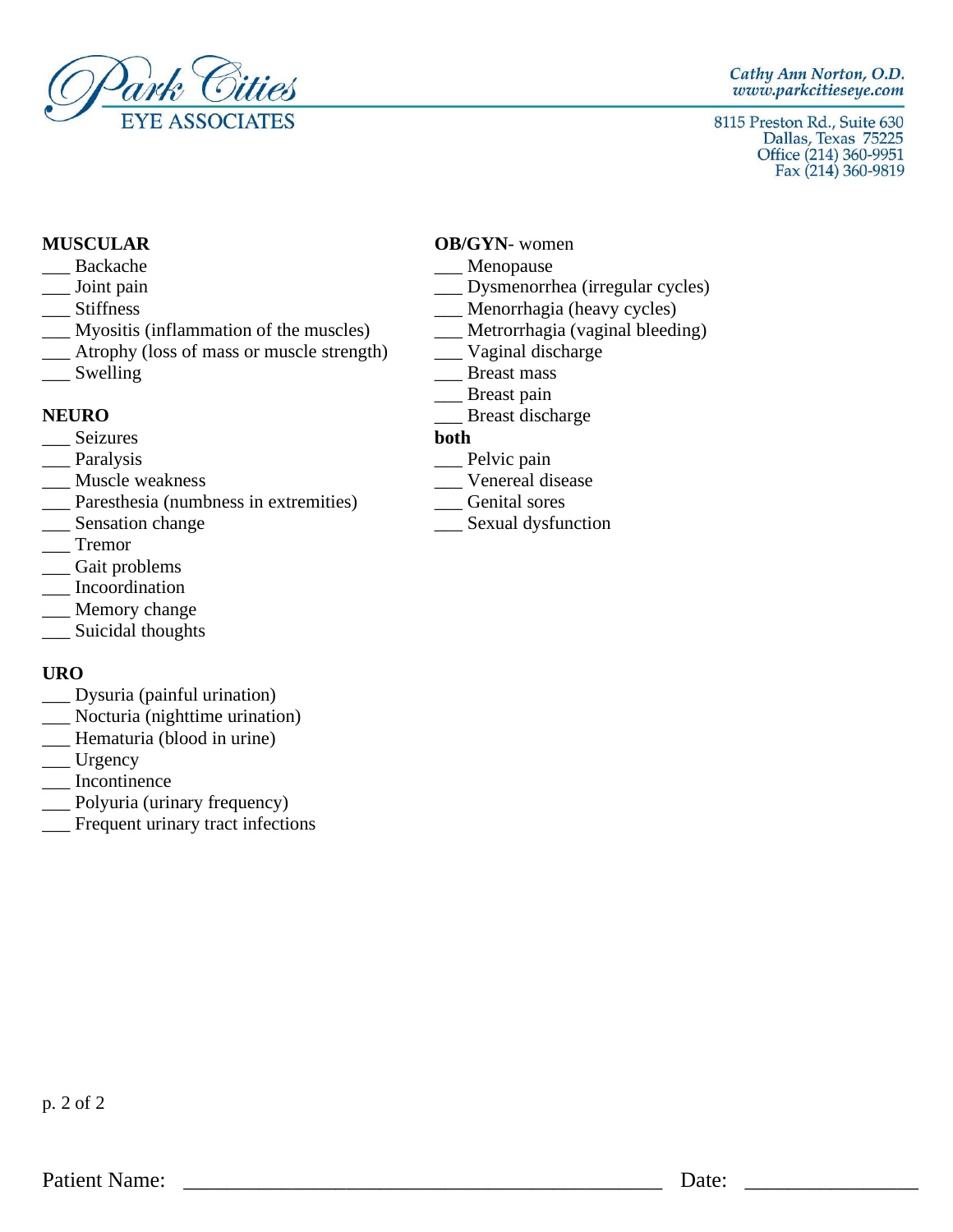Park Cities EYE ASSOCIATES

Cathy Ann Norton, O.D.
www.parkcitieseye.com

8115 Preston Rd., Suite 630
Dallas, Texas 75225
Office (214) 360-9951
Fax (214) 360-9819

**MUSCULAR**

___ Backache
___ Joint pain
___ Stiffness
___ Myositis (inflammation of the muscles)
___ Atrophy (loss of mass or muscle strength)
___ Swelling

**NEURO**

___ Seizures
___ Paralysis
___ Muscle weakness
___ Paresthesia (numbness in extremities)
___ Sensation change
___ Tremor
___ Gait problems
___ Incoordination
___ Memory change
___ Suicidal thoughts

**URO**

___ Dysuria (painful urination)
___ Nocturia (nighttime urination)
___ Hematuria (blood in urine)
___ Urgency
___ Incontinence
___ Polyuria (urinary frequency)
___ Frequent urinary tract infections

**OB/GYN**- women

___ Menopause
___ Dysmenorrhea (irregular cycles)
___ Menorrhagia (heavy cycles)
___ Metrorrhagia (vaginal bleeding)
___ Vaginal discharge
___ Breast mass
___ Breast pain
___ Breast discharge

**both**

___ Pelvic pain
___ Venereal disease
___ Genital sores
___ Sexual dysfunction

Patient Name: ______________________________________________ Date: ________________